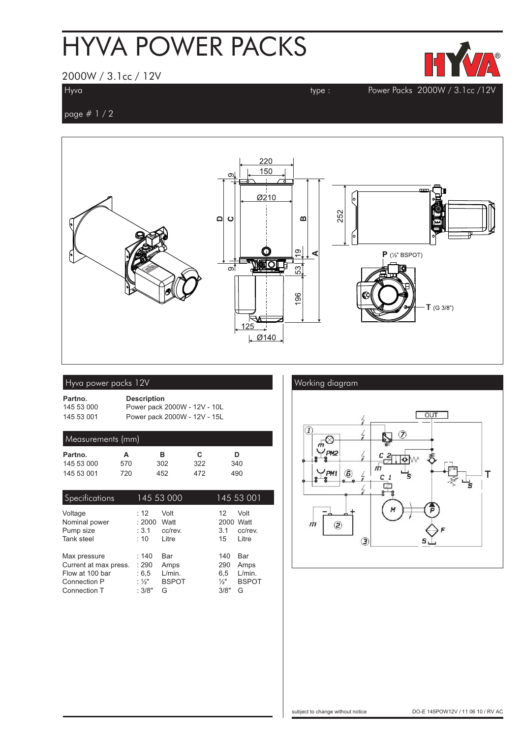# HYVA POWER PACKS

2000W / 3.1cc / 12V

Hyva — type : Power Packs 2000W / 3.1cc /12V

## Hyva power packs 12V

| Partno. | Description |
|---|---|
| 145 53 000 | Power pack 2000W - 12V - 10L |
| 145 53 001 | Power pack 2000W - 12V - 15L |

## Measurements (mm)

| Partno. | A | B | C | D |
|---|---|---|---|---|
| 145 53 000 | 570 | 302 | 322 | 340 |
| 145 53 001 | 720 | 452 | 472 | 490 |

## Specifications

| Specifications | 145 53 000 | | 145 53 001 | |
|---|---|---|---|---|
| Voltage | : 12 | Volt | 12 | Volt |
| Nominal power | : 2000 | Watt | 2000 | Watt |
| Pump size | : 3.1 | cc/rev. | 3.1 | cc/rev. |
| Tank steel | : 10 | Litre | 15 | Litre |
| Max pressure | : 140 | Bar | 140 | Bar |
| Current at max press. | : 290 | Amps | 290 | Amps |
| Flow at 100 bar | : 6,5 | L/min. | 6,5 | L/min. |
| Connection P | : ½" | BSPOT | ½" | BSPOT |
| Connection T | : 3/8" | G | 3/8" | G |

## Working diagram

subject to change without notice

DO-E 145POW12V / 11 06 10 / RV AC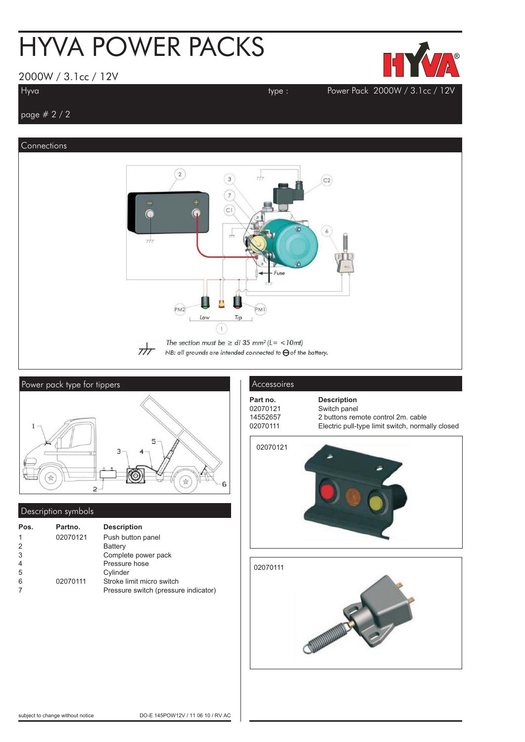# HYVA POWER PACKS

2000W / 3.1cc / 12V

Hyva | type : | Power Pack 2000W / 3.1cc / 12V

## Connections

2
3
7
C1
C2
6
Fuse
PM2
PM1
Low
Tip
1

The section must be ≥ di 35 mm² (L= <10mt)

NB: all grounds are intended connected to ⊖ of the battery.

## Power pack type for tippers

1
2
3
4
5
6

## Description symbols

| Pos. | Partno. | Description |
|---|---|---|
| 1 | 02070121 | Push button panel |
| 2 | | Battery |
| 3 | | Complete power pack |
| 4 | | Pressure hose |
| 5 | | Cylinder |
| 6 | 02070111 | Stroke limit micro switch |
| 7 | | Pressure switch (pressure indicator) |

## Accessoires

| Part no. | Description |
|---|---|
| 02070121 | Switch panel |
| 14552657 | 2 buttons remote control 2m. cable |
| 02070111 | Electric pull-type limit switch, normally closed |

02070121

02070111

subject to change without notice

DO-E 145POW12V / 11 06 10 / RV AC